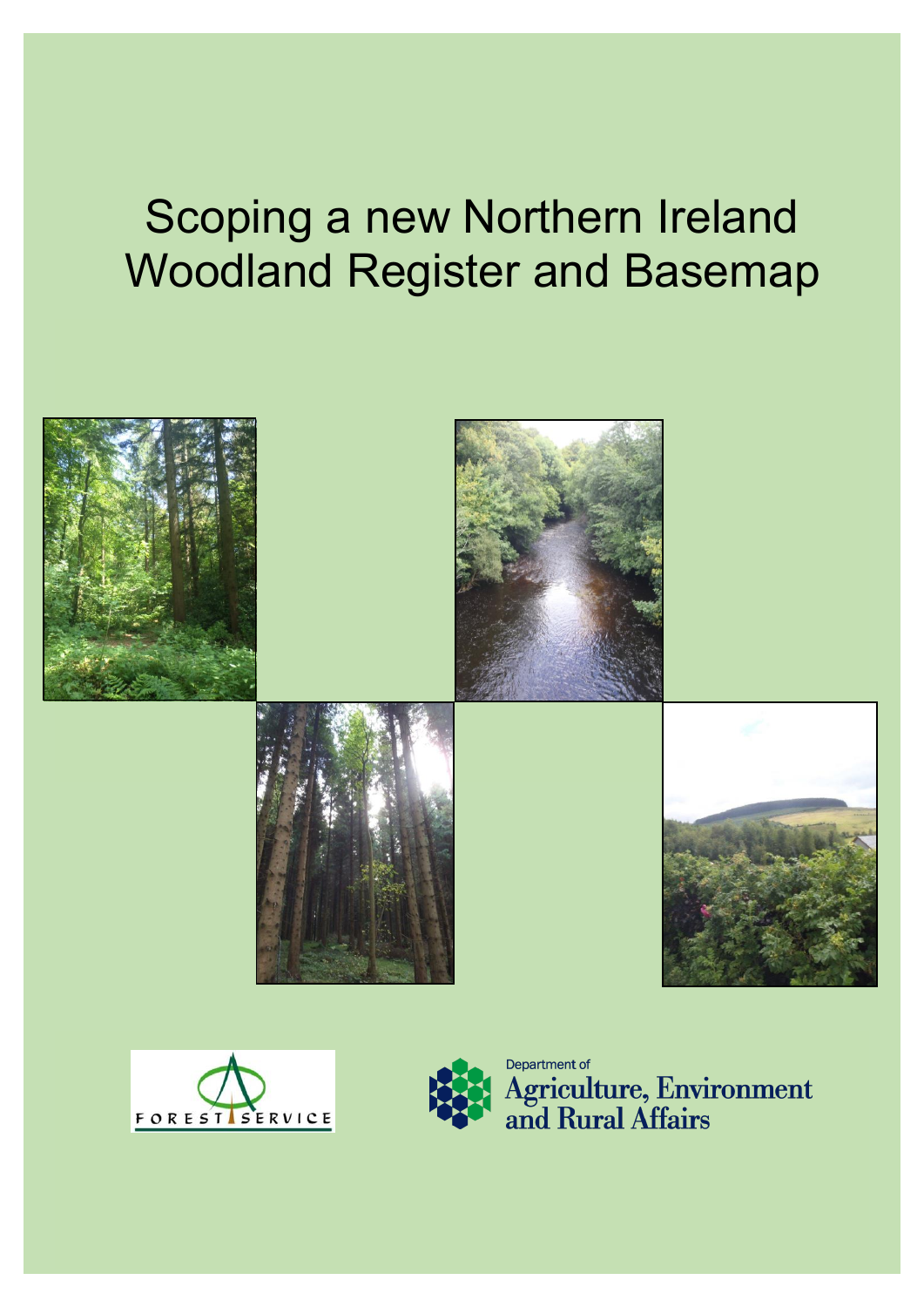# Scoping a new Northern Ireland Woodland Register and Basemap

FOREST SERVICE

Department of Agriculture, Environment and Rural Affairs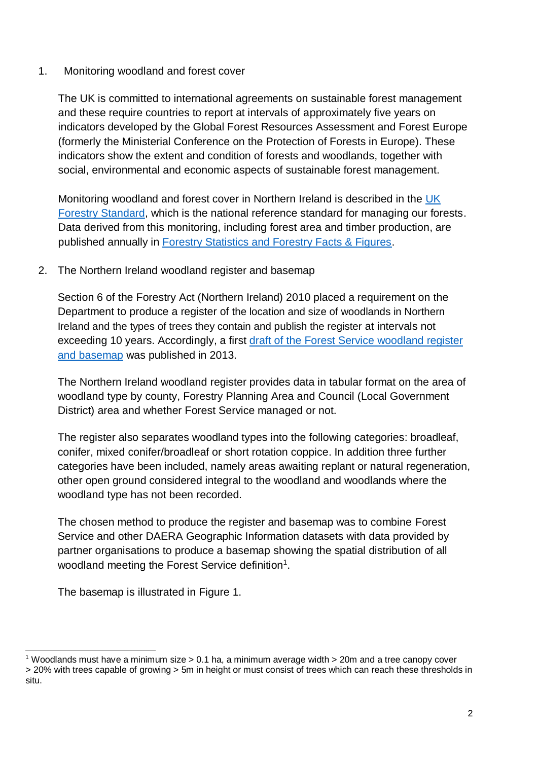## 1. Monitoring woodland and forest cover

The UK is committed to international agreements on sustainable forest management and these require countries to report at intervals of approximately five years on indicators developed by the Global Forest Resources Assessment and Forest Europe (formerly the Ministerial Conference on the Protection of Forests in Europe). These indicators show the extent and condition of forests and woodlands, together with social, environmental and economic aspects of sustainable forest management.

Monitoring woodland and forest cover in Northern Ireland is described in the UK Forestry Standard, which is the national reference standard for managing our forests. Data derived from this monitoring, including forest area and timber production, are published annually in Forestry Statistics and Forestry Facts & Figures.

## 2. The Northern Ireland woodland register and basemap

Section 6 of the Forestry Act (Northern Ireland) 2010 placed a requirement on the Department to produce a register of the location and size of woodlands in Northern Ireland and the types of trees they contain and publish the register at intervals not exceeding 10 years. Accordingly, a first draft of the Forest Service woodland register and basemap was published in 2013.

The Northern Ireland woodland register provides data in tabular format on the area of woodland type by county, Forestry Planning Area and Council (Local Government District) area and whether Forest Service managed or not.

The register also separates woodland types into the following categories: broadleaf, conifer, mixed conifer/broadleaf or short rotation coppice. In addition three further categories have been included, namely areas awaiting replant or natural regeneration, other open ground considered integral to the woodland and woodlands where the woodland type has not been recorded.

The chosen method to produce the register and basemap was to combine Forest Service and other DAERA Geographic Information datasets with data provided by partner organisations to produce a basemap showing the spatial distribution of all woodland meeting the Forest Service definition[1].

The basemap is illustrated in Figure 1.

[1] Woodlands must have a minimum size > 0.1 ha, a minimum average width > 20m and a tree canopy cover > 20% with trees capable of growing > 5m in height or must consist of trees which can reach these thresholds in situ.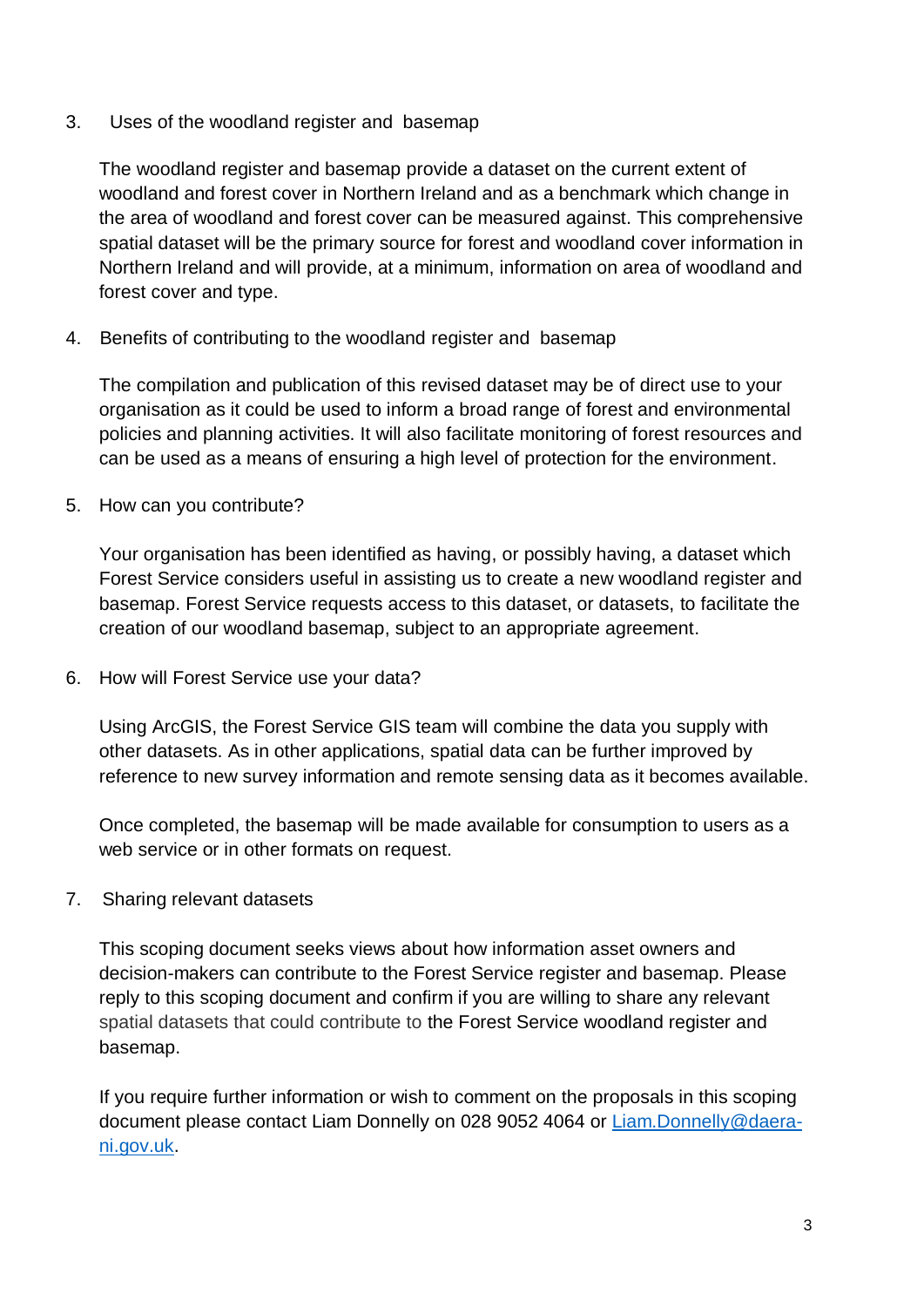3. Uses of the woodland register and basemap

   The woodland register and basemap provide a dataset on the current extent of woodland and forest cover in Northern Ireland and as a benchmark which change in the area of woodland and forest cover can be measured against. This comprehensive spatial dataset will be the primary source for forest and woodland cover information in Northern Ireland and will provide, at a minimum, information on area of woodland and forest cover and type.

4. Benefits of contributing to the woodland register and basemap

   The compilation and publication of this revised dataset may be of direct use to your organisation as it could be used to inform a broad range of forest and environmental policies and planning activities. It will also facilitate monitoring of forest resources and can be used as a means of ensuring a high level of protection for the environment.

5. How can you contribute?

   Your organisation has been identified as having, or possibly having, a dataset which Forest Service considers useful in assisting us to create a new woodland register and basemap. Forest Service requests access to this dataset, or datasets, to facilitate the creation of our woodland basemap, subject to an appropriate agreement.

6. How will Forest Service use your data?

   Using ArcGIS, the Forest Service GIS team will combine the data you supply with other datasets. As in other applications, spatial data can be further improved by reference to new survey information and remote sensing data as it becomes available.

   Once completed, the basemap will be made available for consumption to users as a web service or in other formats on request.

7. Sharing relevant datasets

   This scoping document seeks views about how information asset owners and decision-makers can contribute to the Forest Service register and basemap. Please reply to this scoping document and confirm if you are willing to share any relevant spatial datasets that could contribute to the Forest Service woodland register and basemap.

   If you require further information or wish to comment on the proposals in this scoping document please contact Liam Donnelly on 028 9052 4064 or [Liam.Donnelly@daera-ni.gov.uk](mailto:Liam.Donnelly@daera-ni.gov.uk).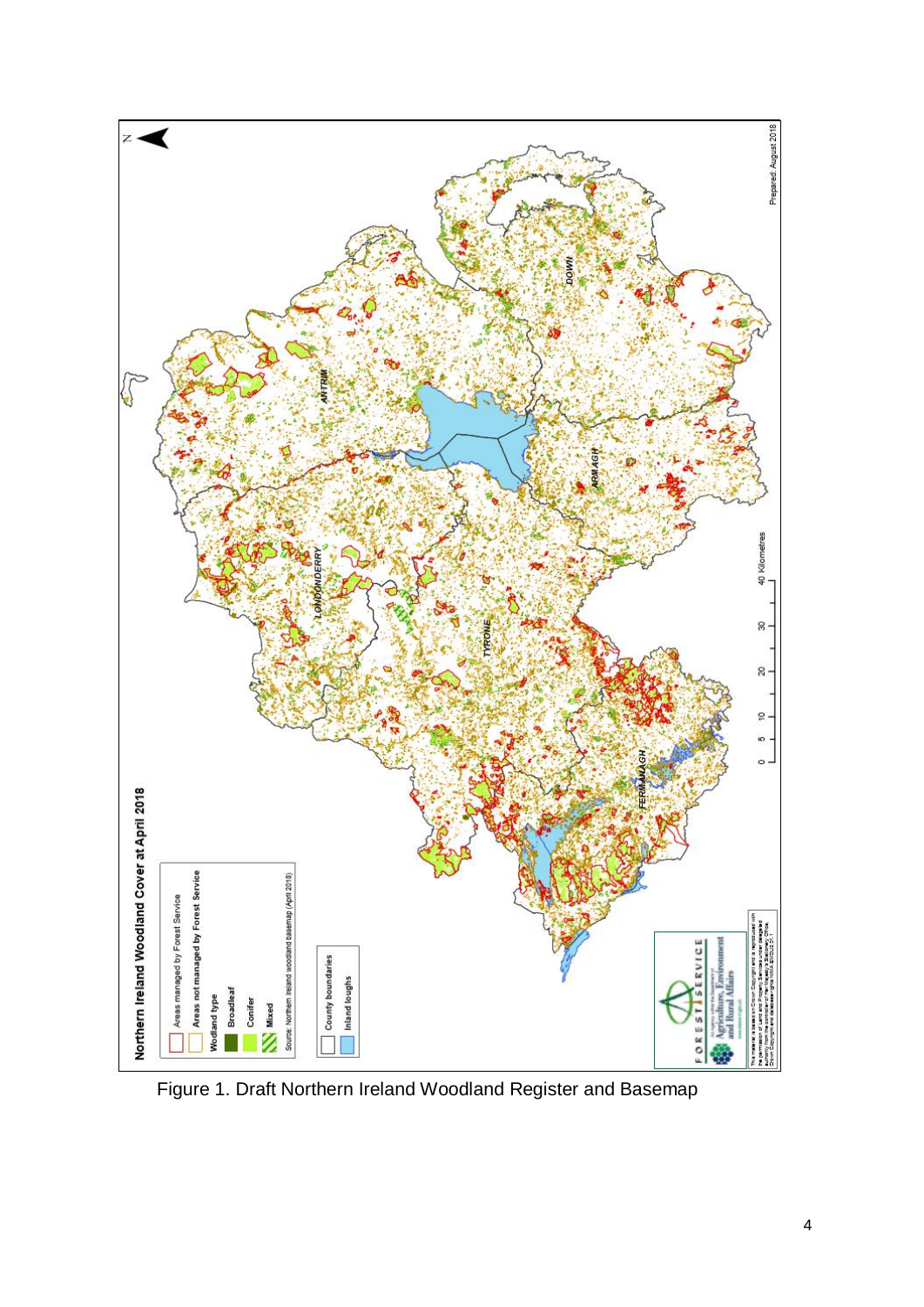Northern Ireland Woodland Cover at April 2018

Areas managed by Forest Service
Areas not managed by Forest Service
Wodland type
Broadleaf
Conifer
Mixed
Source: Northern Ireland woodland basemap (April 2018)

County boundaries
Inland loughs

ANTRIM
DOWN
ARMAGH
LONDONDERRY
TYRONE
FERMANAGH

0 5 10 20 30 40 Kilometres

Prepared: August 2018

FOREST SERVICE
Agriculture, Environment and Rural Affairs

Figure 1. Draft Northern Ireland Woodland Register and Basemap